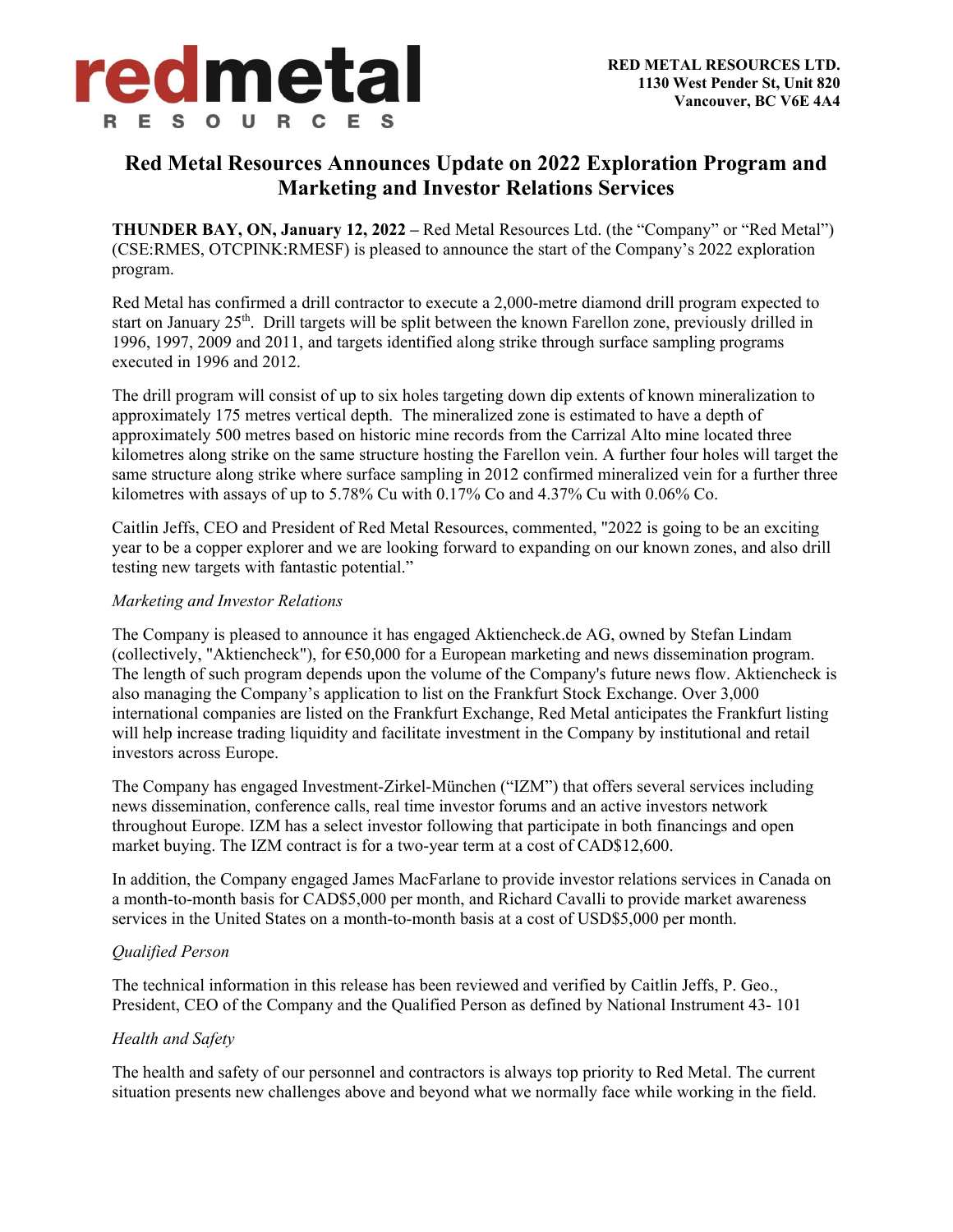redmetal RESOURCES

**RED METAL RESOURCES LTD.**
**1130 West Pender St, Unit 820**
**Vancouver, BC V6E 4A4**

# Red Metal Resources Announces Update on 2022 Exploration Program and Marketing and Investor Relations Services

**THUNDER BAY, ON, January 12, 2022 –** Red Metal Resources Ltd. (the "Company" or "Red Metal") (CSE:RMES, OTCPINK:RMESF) is pleased to announce the start of the Company's 2022 exploration program.

Red Metal has confirmed a drill contractor to execute a 2,000-metre diamond drill program expected to start on January 25th. Drill targets will be split between the known Farellon zone, previously drilled in 1996, 1997, 2009 and 2011, and targets identified along strike through surface sampling programs executed in 1996 and 2012.

The drill program will consist of up to six holes targeting down dip extents of known mineralization to approximately 175 metres vertical depth. The mineralized zone is estimated to have a depth of approximately 500 metres based on historic mine records from the Carrizal Alto mine located three kilometres along strike on the same structure hosting the Farellon vein. A further four holes will target the same structure along strike where surface sampling in 2012 confirmed mineralized vein for a further three kilometres with assays of up to 5.78% Cu with 0.17% Co and 4.37% Cu with 0.06% Co.

Caitlin Jeffs, CEO and President of Red Metal Resources, commented, "2022 is going to be an exciting year to be a copper explorer and we are looking forward to expanding on our known zones, and also drill testing new targets with fantastic potential."

*Marketing and Investor Relations*

The Company is pleased to announce it has engaged Aktiencheck.de AG, owned by Stefan Lindam (collectively, "Aktiencheck"), for €50,000 for a European marketing and news dissemination program. The length of such program depends upon the volume of the Company's future news flow. Aktiencheck is also managing the Company's application to list on the Frankfurt Stock Exchange. Over 3,000 international companies are listed on the Frankfurt Exchange, Red Metal anticipates the Frankfurt listing will help increase trading liquidity and facilitate investment in the Company by institutional and retail investors across Europe.

The Company has engaged Investment-Zirkel-München ("IZM") that offers several services including news dissemination, conference calls, real time investor forums and an active investors network throughout Europe. IZM has a select investor following that participate in both financings and open market buying. The IZM contract is for a two-year term at a cost of CAD$12,600.

In addition, the Company engaged James MacFarlane to provide investor relations services in Canada on a month-to-month basis for CAD$5,000 per month, and Richard Cavalli to provide market awareness services in the United States on a month-to-month basis at a cost of USD$5,000 per month.

*Qualified Person*

The technical information in this release has been reviewed and verified by Caitlin Jeffs, P. Geo., President, CEO of the Company and the Qualified Person as defined by National Instrument 43- 101

*Health and Safety*

The health and safety of our personnel and contractors is always top priority to Red Metal. The current situation presents new challenges above and beyond what we normally face while working in the field.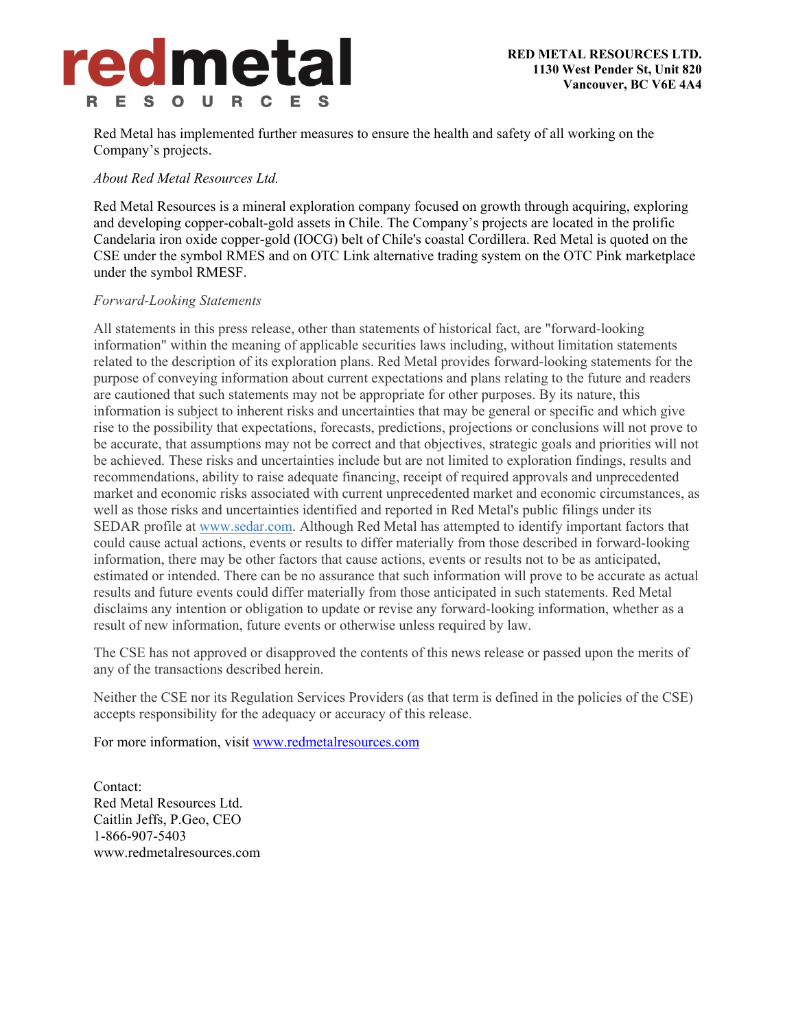Red Metal has implemented further measures to ensure the health and safety of all working on the Company's projects.

*About Red Metal Resources Ltd.*

Red Metal Resources is a mineral exploration company focused on growth through acquiring, exploring and developing copper-cobalt-gold assets in Chile. The Company's projects are located in the prolific Candelaria iron oxide copper-gold (IOCG) belt of Chile's coastal Cordillera. Red Metal is quoted on the CSE under the symbol RMES and on OTC Link alternative trading system on the OTC Pink marketplace under the symbol RMESF.

*Forward-Looking Statements*

All statements in this press release, other than statements of historical fact, are "forward-looking information" within the meaning of applicable securities laws including, without limitation statements related to the description of its exploration plans. Red Metal provides forward-looking statements for the purpose of conveying information about current expectations and plans relating to the future and readers are cautioned that such statements may not be appropriate for other purposes. By its nature, this information is subject to inherent risks and uncertainties that may be general or specific and which give rise to the possibility that expectations, forecasts, predictions, projections or conclusions will not prove to be accurate, that assumptions may not be correct and that objectives, strategic goals and priorities will not be achieved. These risks and uncertainties include but are not limited to exploration findings, results and recommendations, ability to raise adequate financing, receipt of required approvals and unprecedented market and economic risks associated with current unprecedented market and economic circumstances, as well as those risks and uncertainties identified and reported in Red Metal's public filings under its SEDAR profile at www.sedar.com. Although Red Metal has attempted to identify important factors that could cause actual actions, events or results to differ materially from those described in forward-looking information, there may be other factors that cause actions, events or results not to be as anticipated, estimated or intended. There can be no assurance that such information will prove to be accurate as actual results and future events could differ materially from those anticipated in such statements. Red Metal disclaims any intention or obligation to update or revise any forward-looking information, whether as a result of new information, future events or otherwise unless required by law.

The CSE has not approved or disapproved the contents of this news release or passed upon the merits of any of the transactions described herein.

Neither the CSE nor its Regulation Services Providers (as that term is defined in the policies of the CSE) accepts responsibility for the adequacy or accuracy of this release.

For more information, visit www.redmetalresources.com

Contact:
Red Metal Resources Ltd.
Caitlin Jeffs, P.Geo, CEO
1-866-907-5403
www.redmetalresources.com